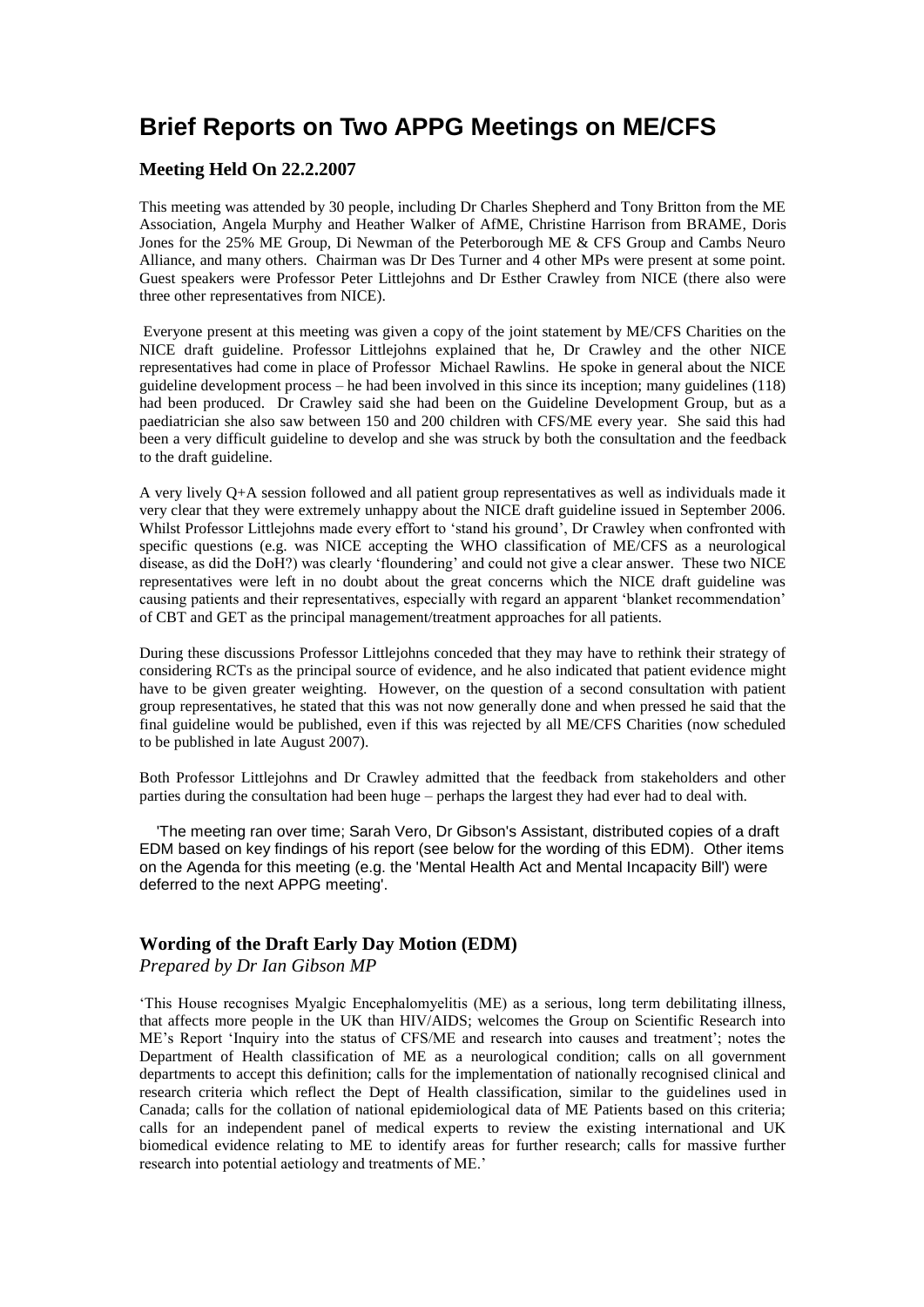# Brief Reports on Two APPG Meetings on ME/CFS

### Meeting Held On 22.2.2007

This meeting was attended by 30 people, including Dr Charles Shepherd and Tony Britton from the ME Association, Angela Murphy and Heather Walker of AfME, Christine Harrison from BRAME, Doris Jones for the 25% ME Group, Di Newman of the Peterborough ME & CFS Group and Cambs Neuro Alliance, and many others. Chairman was Dr Des Turner and 4 other MPs were present at some point. Guest speakers were Professor Peter Littlejohns and Dr Esther Crawley from NICE (there also were three other representatives from NICE).

Everyone present at this meeting was given a copy of the joint statement by ME/CFS Charities on the NICE draft guideline. Professor Littlejohns explained that he, Dr Crawley and the other NICE representatives had come in place of Professor Michael Rawlins. He spoke in general about the NICE guideline development process – he had been involved in this since its inception; many guidelines (118) had been produced. Dr Crawley said she had been on the Guideline Development Group, but as a paediatrician she also saw between 150 and 200 children with CFS/ME every year. She said this had been a very difficult guideline to develop and she was struck by both the consultation and the feedback to the draft guideline.

A very lively Q+A session followed and all patient group representatives as well as individuals made it very clear that they were extremely unhappy about the NICE draft guideline issued in September 2006. Whilst Professor Littlejohns made every effort to 'stand his ground', Dr Crawley when confronted with specific questions (e.g. was NICE accepting the WHO classification of ME/CFS as a neurological disease, as did the DoH?) was clearly 'floundering' and could not give a clear answer. These two NICE representatives were left in no doubt about the great concerns which the NICE draft guideline was causing patients and their representatives, especially with regard an apparent 'blanket recommendation' of CBT and GET as the principal management/treatment approaches for all patients.

During these discussions Professor Littlejohns conceded that they may have to rethink their strategy of considering RCTs as the principal source of evidence, and he also indicated that patient evidence might have to be given greater weighting. However, on the question of a second consultation with patient group representatives, he stated that this was not now generally done and when pressed he said that the final guideline would be published, even if this was rejected by all ME/CFS Charities (now scheduled to be published in late August 2007).

Both Professor Littlejohns and Dr Crawley admitted that the feedback from stakeholders and other parties during the consultation had been huge – perhaps the largest they had ever had to deal with.

'The meeting ran over time; Sarah Vero, Dr Gibson's Assistant, distributed copies of a draft EDM based on key findings of his report (see below for the wording of this EDM). Other items on the Agenda for this meeting (e.g. the 'Mental Health Act and Mental Incapacity Bill') were deferred to the next APPG meeting'.

### Wording of the Draft Early Day Motion (EDM)

*Prepared by Dr Ian Gibson MP*

'This House recognises Myalgic Encephalomyelitis (ME) as a serious, long term debilitating illness, that affects more people in the UK than HIV/AIDS; welcomes the Group on Scientific Research into ME's Report 'Inquiry into the status of CFS/ME and research into causes and treatment'; notes the Department of Health classification of ME as a neurological condition; calls on all government departments to accept this definition; calls for the implementation of nationally recognised clinical and research criteria which reflect the Dept of Health classification, similar to the guidelines used in Canada; calls for the collation of national epidemiological data of ME Patients based on this criteria; calls for an independent panel of medical experts to review the existing international and UK biomedical evidence relating to ME to identify areas for further research; calls for massive further research into potential aetiology and treatments of ME.'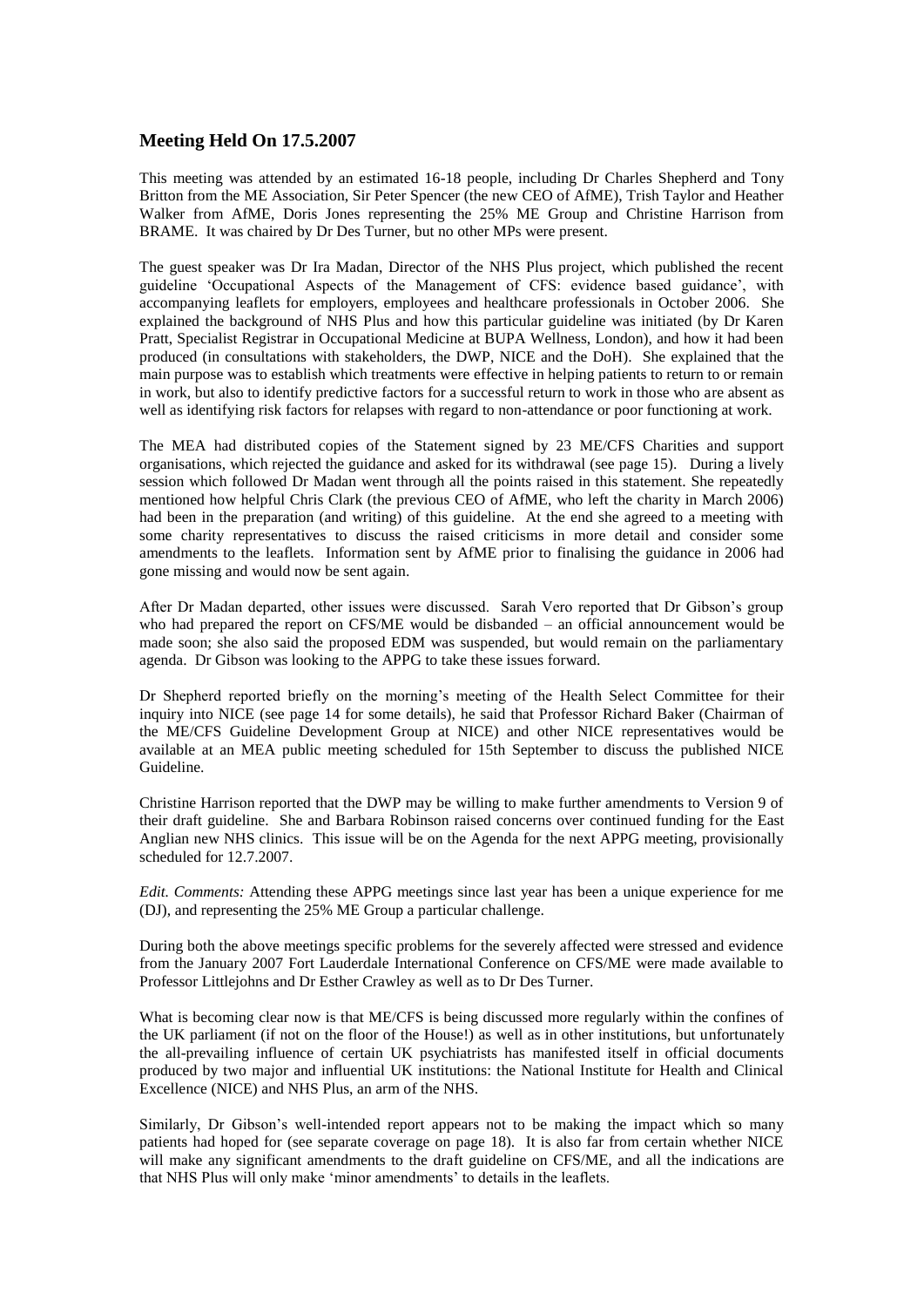## Meeting Held On 17.5.2007

This meeting was attended by an estimated 16-18 people, including Dr Charles Shepherd and Tony Britton from the ME Association, Sir Peter Spencer (the new CEO of AfME), Trish Taylor and Heather Walker from AfME, Doris Jones representing the 25% ME Group and Christine Harrison from BRAME. It was chaired by Dr Des Turner, but no other MPs were present.

The guest speaker was Dr Ira Madan, Director of the NHS Plus project, which published the recent guideline 'Occupational Aspects of the Management of CFS: evidence based guidance', with accompanying leaflets for employers, employees and healthcare professionals in October 2006. She explained the background of NHS Plus and how this particular guideline was initiated (by Dr Karen Pratt, Specialist Registrar in Occupational Medicine at BUPA Wellness, London), and how it had been produced (in consultations with stakeholders, the DWP, NICE and the DoH). She explained that the main purpose was to establish which treatments were effective in helping patients to return to or remain in work, but also to identify predictive factors for a successful return to work in those who are absent as well as identifying risk factors for relapses with regard to non-attendance or poor functioning at work.

The MEA had distributed copies of the Statement signed by 23 ME/CFS Charities and support organisations, which rejected the guidance and asked for its withdrawal (see page 15). During a lively session which followed Dr Madan went through all the points raised in this statement. She repeatedly mentioned how helpful Chris Clark (the previous CEO of AfME, who left the charity in March 2006) had been in the preparation (and writing) of this guideline. At the end she agreed to a meeting with some charity representatives to discuss the raised criticisms in more detail and consider some amendments to the leaflets. Information sent by AfME prior to finalising the guidance in 2006 had gone missing and would now be sent again.

After Dr Madan departed, other issues were discussed. Sarah Vero reported that Dr Gibson's group who had prepared the report on CFS/ME would be disbanded – an official announcement would be made soon; she also said the proposed EDM was suspended, but would remain on the parliamentary agenda. Dr Gibson was looking to the APPG to take these issues forward.

Dr Shepherd reported briefly on the morning's meeting of the Health Select Committee for their inquiry into NICE (see page 14 for some details), he said that Professor Richard Baker (Chairman of the ME/CFS Guideline Development Group at NICE) and other NICE representatives would be available at an MEA public meeting scheduled for 15th September to discuss the published NICE Guideline.

Christine Harrison reported that the DWP may be willing to make further amendments to Version 9 of their draft guideline. She and Barbara Robinson raised concerns over continued funding for the East Anglian new NHS clinics. This issue will be on the Agenda for the next APPG meeting, provisionally scheduled for 12.7.2007.

*Edit. Comments:* Attending these APPG meetings since last year has been a unique experience for me (DJ), and representing the 25% ME Group a particular challenge.

During both the above meetings specific problems for the severely affected were stressed and evidence from the January 2007 Fort Lauderdale International Conference on CFS/ME were made available to Professor Littlejohns and Dr Esther Crawley as well as to Dr Des Turner.

What is becoming clear now is that ME/CFS is being discussed more regularly within the confines of the UK parliament (if not on the floor of the House!) as well as in other institutions, but unfortunately the all-prevailing influence of certain UK psychiatrists has manifested itself in official documents produced by two major and influential UK institutions: the National Institute for Health and Clinical Excellence (NICE) and NHS Plus, an arm of the NHS.

Similarly, Dr Gibson's well-intended report appears not to be making the impact which so many patients had hoped for (see separate coverage on page 18). It is also far from certain whether NICE will make any significant amendments to the draft guideline on CFS/ME, and all the indications are that NHS Plus will only make 'minor amendments' to details in the leaflets.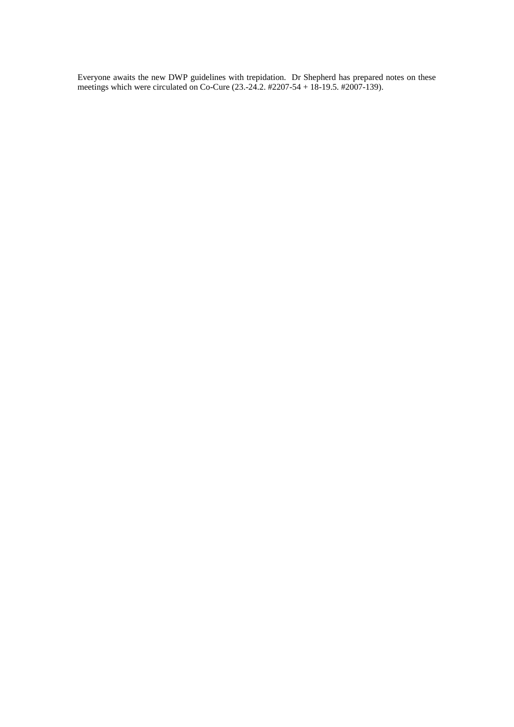Everyone awaits the new DWP guidelines with trepidation. Dr Shepherd has prepared notes on these meetings which were circulated on Co-Cure (23.-24.2. #2207-54 + 18-19.5. #2007-139).